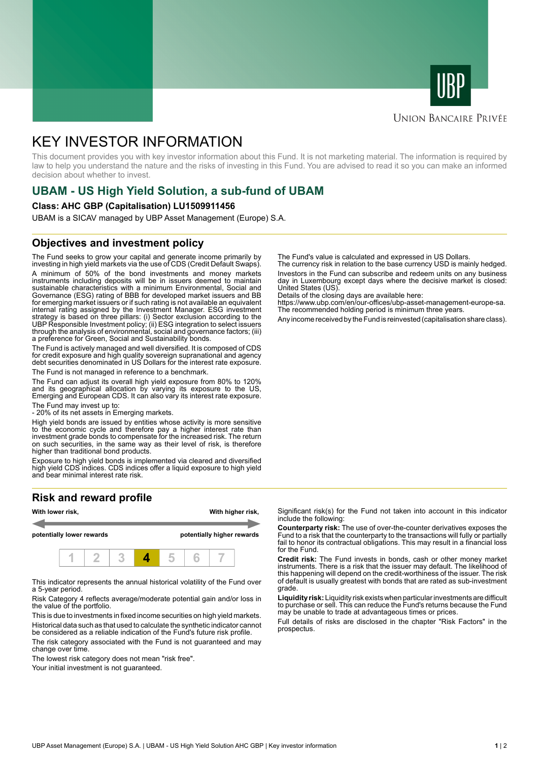UBP

Union Bancaire Privée

# KEY INVESTOR INFORMATION

This document provides you with key investor information about this Fund. It is not marketing material. The information is required by law to help you understand the nature and the risks of investing in this Fund. You are advised to read it so you can make an informed decision about whether to invest.

## UBAM - US High Yield Solution, a sub-fund of UBAM

**Class: AHC GBP (Capitalisation) LU1509911456**

UBAM is a SICAV managed by UBP Asset Management (Europe) S.A.

## Objectives and investment policy

The Fund seeks to grow your capital and generate income primarily by investing in high yield markets via the use of CDS (Credit Default Swaps).

A minimum of 50% of the bond investments and money markets instruments including deposits will be in issuers deemed to maintain sustainable characteristics with a minimum Environmental, Social and Governance (ESG) rating of BBB for developed market issuers and BB for emerging market issuers or if such rating is not available an equivalent internal rating assigned by the Investment Manager. ESG investment strategy is based on three pillars: (i) Sector exclusion according to the UBP Responsible Investment policy; (ii) ESG integration to select issuers through the analysis of environmental, social and governance factors; (iii) a preference for Green, Social and Sustainability bonds.

The Fund is actively managed and well diversified. It is composed of CDS for credit exposure and high quality sovereign supranational and agency debt securities denominated in US Dollars for the interest rate exposure.

The Fund is not managed in reference to a benchmark.

The Fund can adjust its overall high yield exposure from 80% to 120% and its geographical allocation by varying its exposure to the US, Emerging and European CDS. It can also vary its interest rate exposure.

The Fund may invest up to:
- 20% of its net assets in Emerging markets.

High yield bonds are issued by entities whose activity is more sensitive to the economic cycle and therefore pay a higher interest rate than investment grade bonds to compensate for the increased risk. The return on such securities, in the same way as their level of risk, is therefore higher than traditional bond products.

Exposure to high yield bonds is implemented via cleared and diversified high yield CDS indices. CDS indices offer a liquid exposure to high yield and bear minimal interest rate risk.

The Fund's value is calculated and expressed in US Dollars.
The currency risk in relation to the base currency USD is mainly hedged.

Investors in the Fund can subscribe and redeem units on any business day in Luxembourg except days where the decisive market is closed: United States (US).
Details of the closing days are available here:
https://www.ubp.com/en/our-offices/ubp-asset-management-europe-sa.
The recommended holding period is minimum three years.

Any income received by the Fund is reinvested (capitalisation share class).

## Risk and reward profile

| **With lower risk,** | | | | | | **With higher risk,** |
|---|---|---|---|---|---|---|
| **potentially lower rewards** | | | | | | **potentially higher rewards** |
| 1 | 2 | 3 | **4** | 5 | 6 | 7 |

This indicator represents the annual historical volatility of the Fund over a 5-year period.

Risk Category 4 reflects average/moderate potential gain and/or loss in the value of the portfolio.

This is due to investments in fixed income securities on high yield markets.

Historical data such as that used to calculate the synthetic indicator cannot be considered as a reliable indication of the Fund's future risk profile.

The risk category associated with the Fund is not guaranteed and may change over time.

The lowest risk category does not mean "risk free".

Your initial investment is not guaranteed.

Significant risk(s) for the Fund not taken into account in this indicator include the following:

**Counterparty risk:** The use of over-the-counter derivatives exposes the Fund to a risk that the counterparty to the transactions will fully or partially fail to honor its contractual obligations. This may result in a financial loss for the Fund.

**Credit risk:** The Fund invests in bonds, cash or other money market instruments. There is a risk that the issuer may default. The likelihood of this happening will depend on the credit-worthiness of the issuer. The risk of default is usually greatest with bonds that are rated as sub-investment grade.

**Liquidity risk:** Liquidity risk exists when particular investments are difficult to purchase or sell. This can reduce the Fund's returns because the Fund may be unable to trade at advantageous times or prices.

Full details of risks are disclosed in the chapter "Risk Factors" in the prospectus.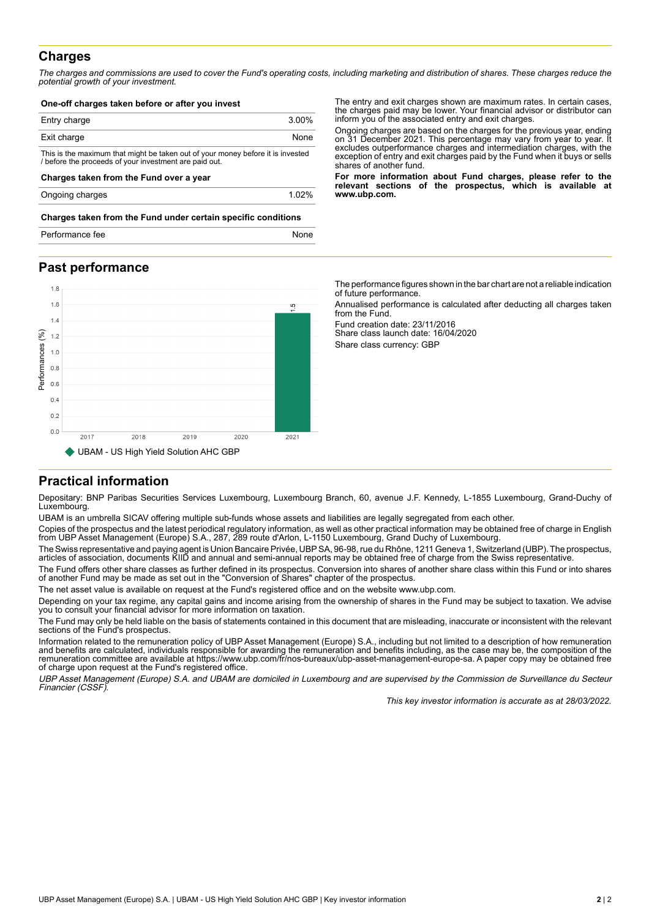## Charges

*The charges and commissions are used to cover the Fund's operating costs, including marketing and distribution of shares. These charges reduce the potential growth of your investment.*

| One-off charges taken before or after you invest | |
|---|---|
| Entry charge | 3.00% |
| Exit charge | None |

This is the maximum that might be taken out of your money before it is invested / before the proceeds of your investment are paid out.

| Charges taken from the Fund over a year | |
|---|---|
| Ongoing charges | 1.02% |

| Charges taken from the Fund under certain specific conditions | |
|---|---|
| Performance fee | None |

The entry and exit charges shown are maximum rates. In certain cases, the charges paid may be lower. Your financial advisor or distributor can inform you of the associated entry and exit charges.

Ongoing charges are based on the charges for the previous year, ending on 31 December 2021. This percentage may vary from year to year. It excludes outperformance charges and intermediation charges, with the exception of entry and exit charges paid by the Fund when it buys or sells shares of another fund.

**For more information about Fund charges, please refer to the relevant sections of the prospectus, which is available at www.ubp.com.**

## Past performance

Performances (%)

1.8
1.6
1.4
1.2
1.0
0.8
0.6
0.4
0.2
0.0

2017 2018 2019 2020 2021

1.5

UBAM - US High Yield Solution AHC GBP

The performance figures shown in the bar chart are not a reliable indication of future performance.

Annualised performance is calculated after deducting all charges taken from the Fund.

Fund creation date: 23/11/2016
Share class launch date: 16/04/2020
Share class currency: GBP

## Practical information

Depositary: BNP Paribas Securities Services Luxembourg, Luxembourg Branch, 60, avenue J.F. Kennedy, L-1855 Luxembourg, Grand-Duchy of Luxembourg.

UBAM is an umbrella SICAV offering multiple sub-funds whose assets and liabilities are legally segregated from each other.

Copies of the prospectus and the latest periodical regulatory information, as well as other practical information may be obtained free of charge in English from UBP Asset Management (Europe) S.A., 287, 289 route d'Arlon, L-1150 Luxembourg, Grand Duchy of Luxembourg.

The Swiss representative and paying agent is Union Bancaire Privée, UBP SA, 96-98, rue du Rhône, 1211 Geneva 1, Switzerland (UBP). The prospectus, articles of association, documents KIID and annual and semi-annual reports may be obtained free of charge from the Swiss representative.

The Fund offers other share classes as further defined in its prospectus. Conversion into shares of another share class within this Fund or into shares of another Fund may be made as set out in the "Conversion of Shares" chapter of the prospectus.

The net asset value is available on request at the Fund's registered office and on the website www.ubp.com.

Depending on your tax regime, any capital gains and income arising from the ownership of shares in the Fund may be subject to taxation. We advise you to consult your financial advisor for more information on taxation.

The Fund may only be held liable on the basis of statements contained in this document that are misleading, inaccurate or inconsistent with the relevant sections of the Fund's prospectus.

Information related to the remuneration policy of UBP Asset Management (Europe) S.A., including but not limited to a description of how remuneration and benefits are calculated, individuals responsible for awarding the remuneration and benefits including, as the case may be, the composition of the remuneration committee are available at https://www.ubp.com/fr/nos-bureaux/ubp-asset-management-europe-sa. A paper copy may be obtained free of charge upon request at the Fund's registered office.

*UBP Asset Management (Europe) S.A. and UBAM are domiciled in Luxembourg and are supervised by the Commission de Surveillance du Secteur Financier (CSSF).*

*This key investor information is accurate as at 28/03/2022.*